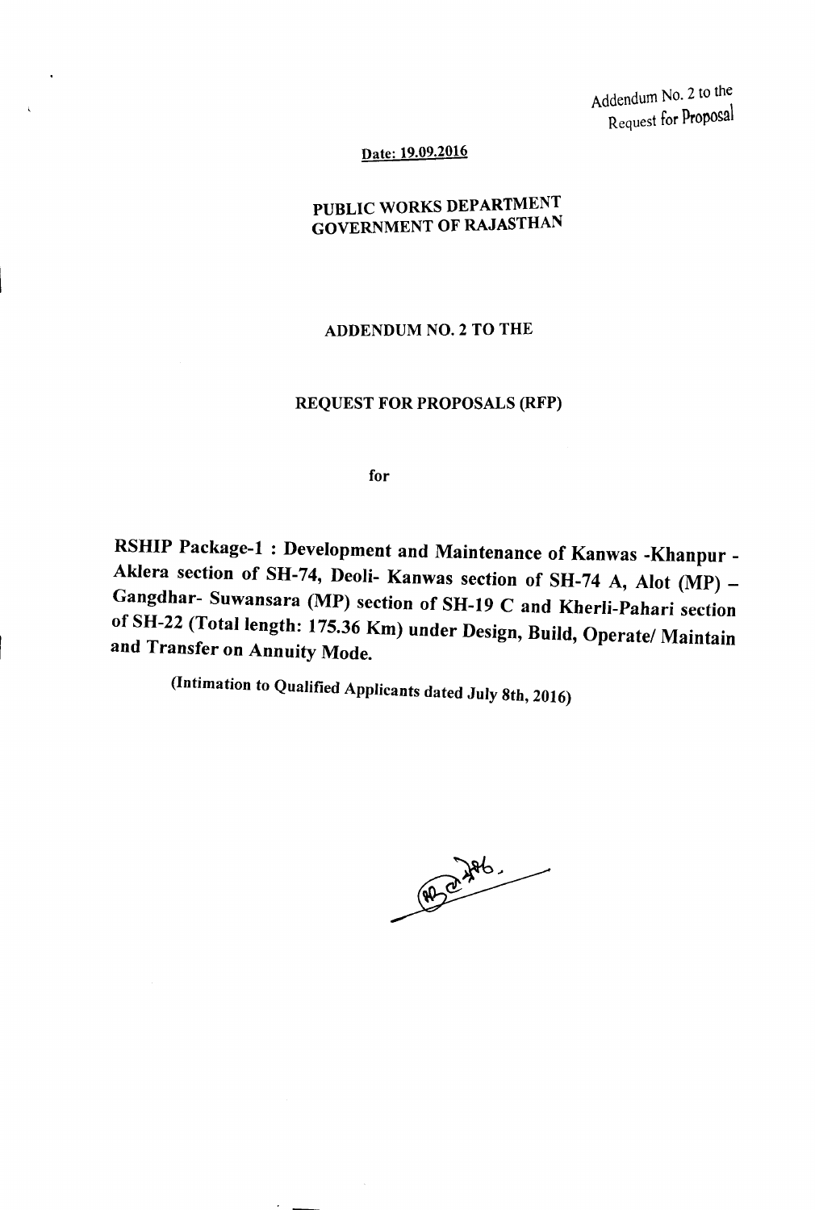Addendum No. 2 to the
Request for Proposal

**Date: 19.09.2016**

# PUBLIC WORKS DEPARTMENT
# GOVERNMENT OF RAJASTHAN

## ADDENDUM NO. 2 TO THE

## REQUEST FOR PROPOSALS (RFP)

for

**RSHIP Package-1 : Development and Maintenance of Kanwas -Khanpur - Aklera section of SH-74, Deoli- Kanwas section of SH-74 A, Alot (MP) – Gangdhar- Suwansara (MP) section of SH-19 C and Kherli-Pahari section of SH-22 (Total length: 175.36 Km) under Design, Build, Operate/ Maintain and Transfer on Annuity Mode.**

**(Intimation to Qualified Applicants dated July 8th, 2016)**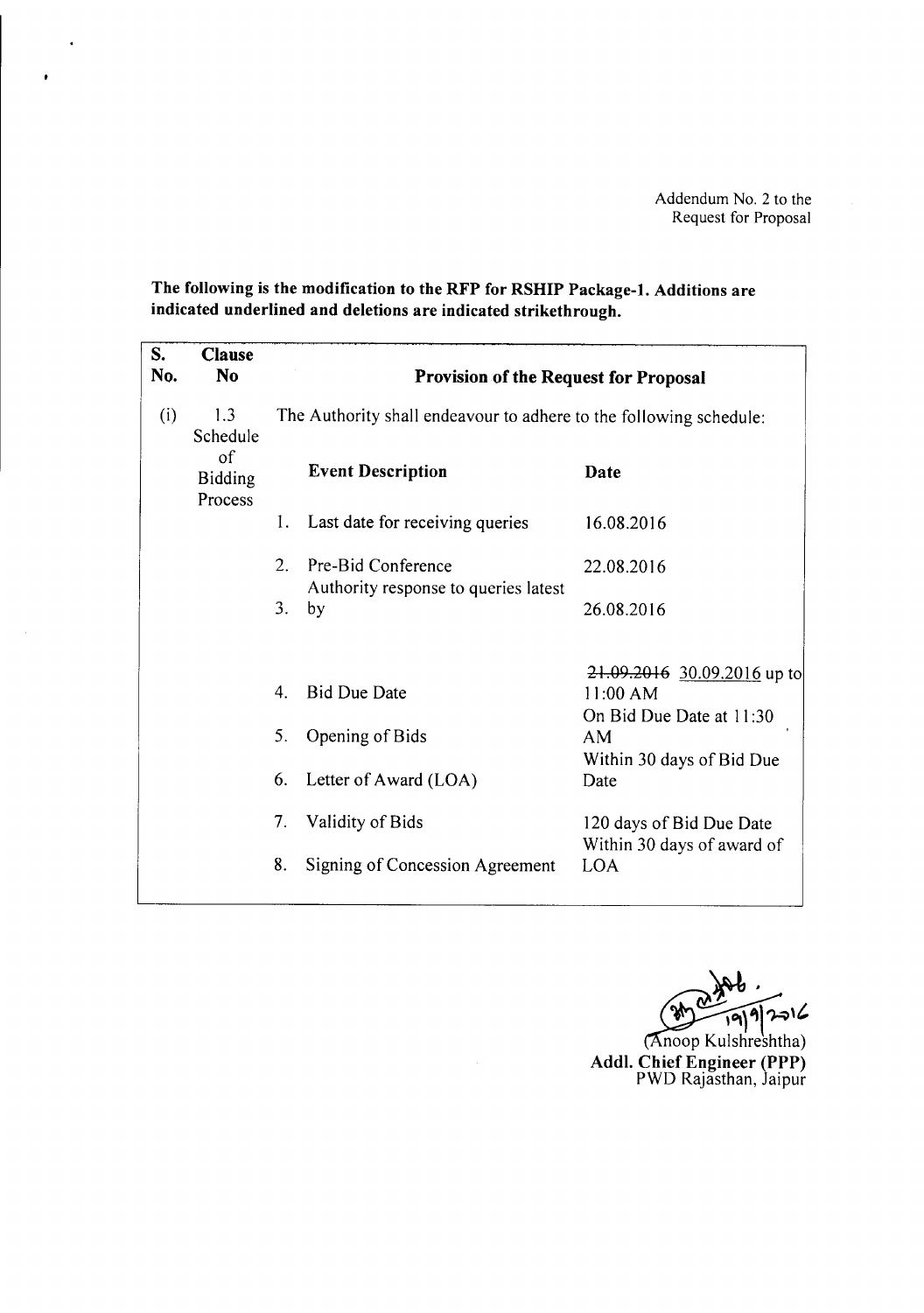Addendum No. 2 to the Request for Proposal

**The following is the modification to the RFP for RSHIP Package-1. Additions are indicated underlined and deletions are indicated strikethrough.**

| S. No. | Clause No | Provision of the Request for Proposal | | |
|---|---|---|---|---|
| (i) | 1.3 Schedule of Bidding Process | The Authority shall endeavour to adhere to the following schedule: | | |
| | | | **Event Description** | **Date** |
| | | 1. | Last date for receiving queries | 16.08.2016 |
| | | 2. | Pre-Bid Conference | 22.08.2016 |
| | | 3. | Authority response to queries latest by | 26.08.2016 |
| | | 4. | Bid Due Date | ~~21.09.2016~~ <u>30.09.2016</u> up to 11:00 AM |
| | | 5. | Opening of Bids | On Bid Due Date at 11:30 AM |
| | | 6. | Letter of Award (LOA) | Within 30 days of Bid Due Date |
| | | 7. | Validity of Bids | 120 days of Bid Due Date |
| | | 8. | Signing of Concession Agreement | Within 30 days of award of LOA |

19/9/2016

(Anoop Kulshreshtha)
**Addl. Chief Engineer (PPP)**
PWD Rajasthan, Jaipur